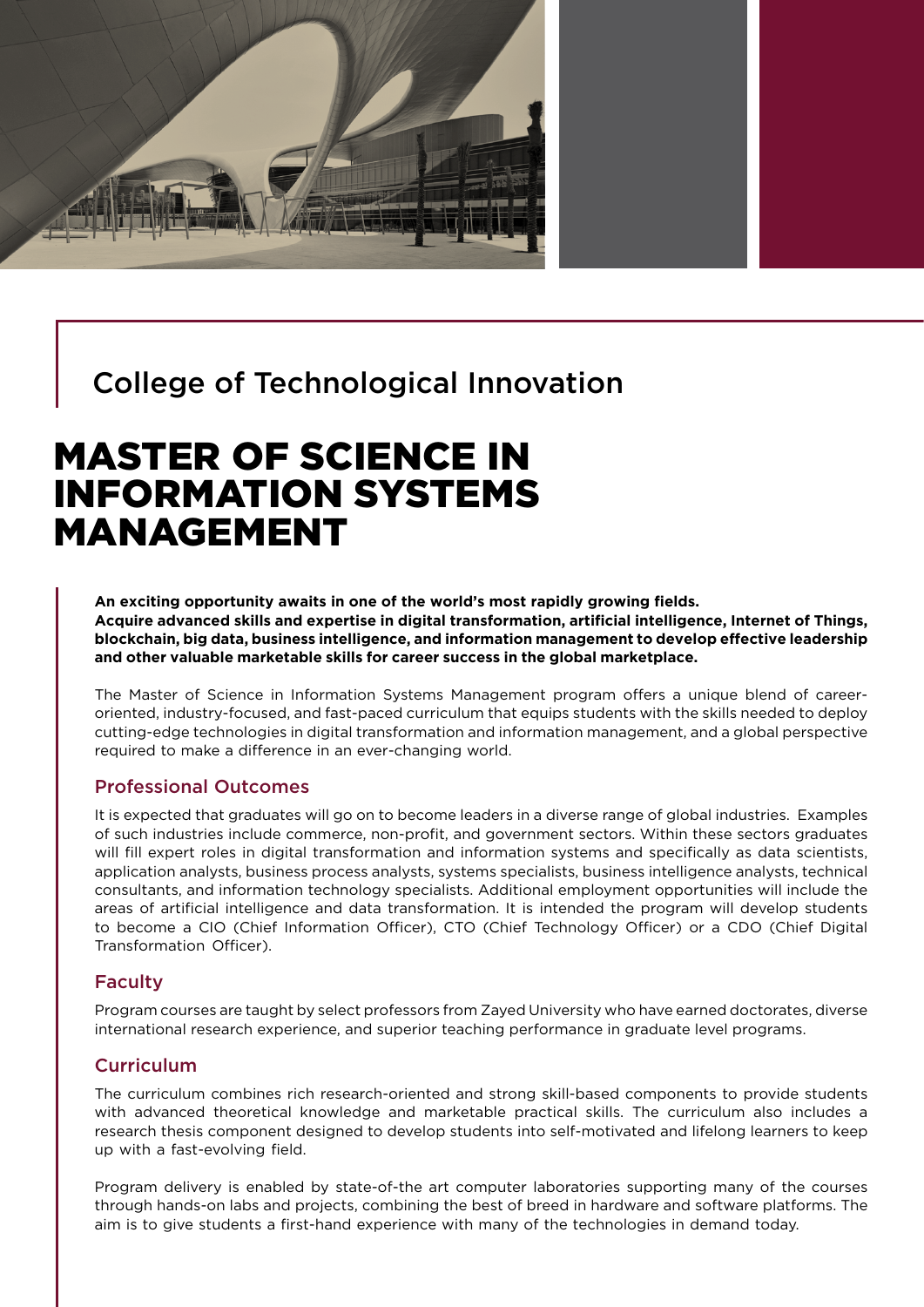## College of Technological Innovation

# MASTER OF SCIENCE IN INFORMATION SYSTEMS MANAGEMENT

**An exciting opportunity awaits in one of the world's most rapidly growing fields.**
**Acquire advanced skills and expertise in digital transformation, artificial intelligence, Internet of Things, blockchain, big data, business intelligence, and information management to develop effective leadership and other valuable marketable skills for career success in the global marketplace.**

The Master of Science in Information Systems Management program offers a unique blend of career-oriented, industry-focused, and fast-paced curriculum that equips students with the skills needed to deploy cutting-edge technologies in digital transformation and information management, and a global perspective required to make a difference in an ever-changing world.

### Professional Outcomes

It is expected that graduates will go on to become leaders in a diverse range of global industries. Examples of such industries include commerce, non-profit, and government sectors. Within these sectors graduates will fill expert roles in digital transformation and information systems and specifically as data scientists, application analysts, business process analysts, systems specialists, business intelligence analysts, technical consultants, and information technology specialists. Additional employment opportunities will include the areas of artificial intelligence and data transformation. It is intended the program will develop students to become a CIO (Chief Information Officer), CTO (Chief Technology Officer) or a CDO (Chief Digital Transformation Officer).

### Faculty

Program courses are taught by select professors from Zayed University who have earned doctorates, diverse international research experience, and superior teaching performance in graduate level programs.

### Curriculum

The curriculum combines rich research-oriented and strong skill-based components to provide students with advanced theoretical knowledge and marketable practical skills. The curriculum also includes a research thesis component designed to develop students into self-motivated and lifelong learners to keep up with a fast-evolving field.

Program delivery is enabled by state-of-the art computer laboratories supporting many of the courses through hands-on labs and projects, combining the best of breed in hardware and software platforms. The aim is to give students a first-hand experience with many of the technologies in demand today.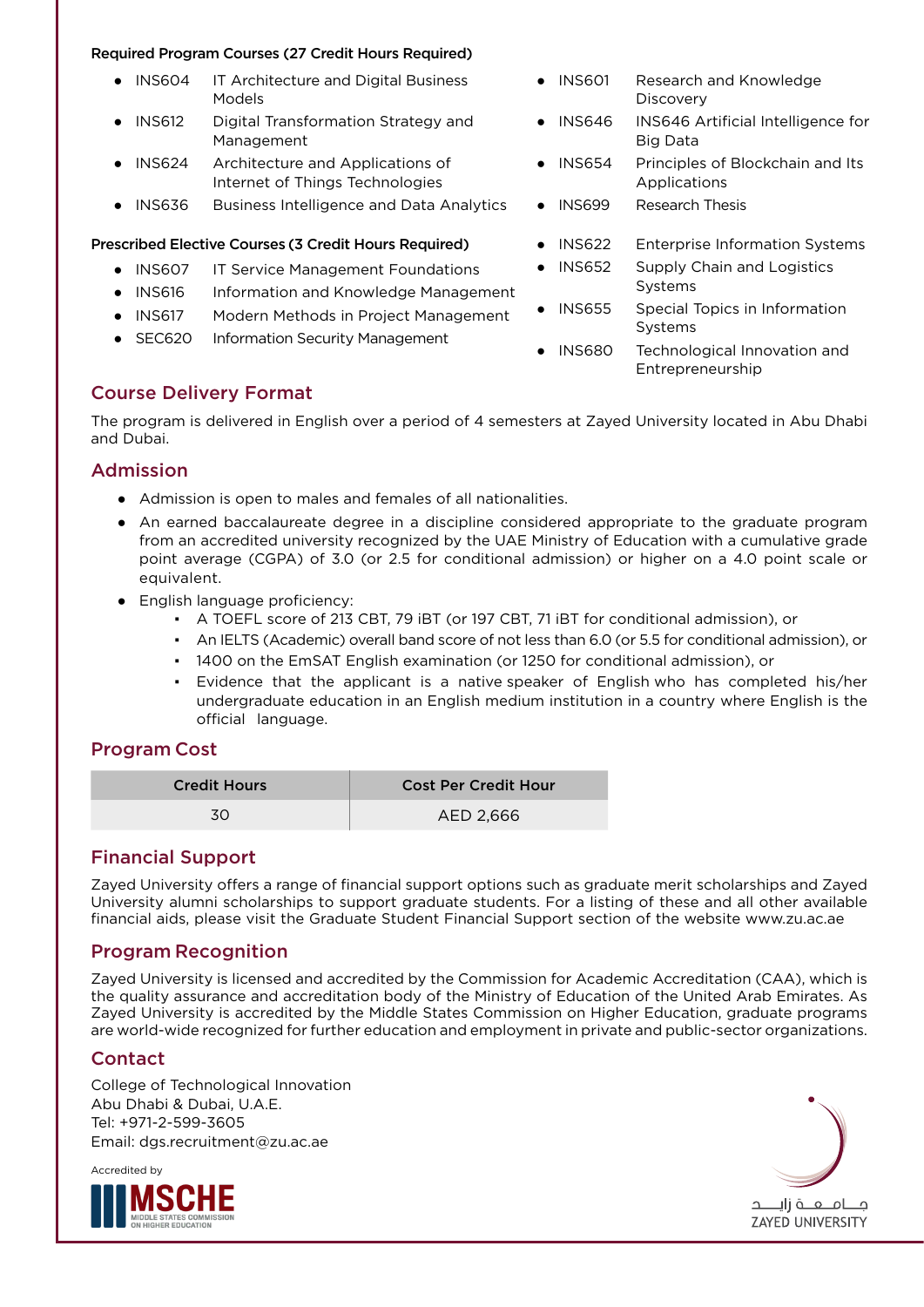**Required Program Courses (27 Credit Hours Required)**

- INS604 IT Architecture and Digital Business Models
- INS612 Digital Transformation Strategy and Management
- INS624 Architecture and Applications of Internet of Things Technologies
- INS636 Business Intelligence and Data Analytics
- INS601 Research and Knowledge Discovery
- INS646 INS646 Artificial Intelligence for Big Data
- INS654 Principles of Blockchain and Its Applications
- INS699 Research Thesis

**Prescribed Elective Courses (3 Credit Hours Required)**

- INS607 IT Service Management Foundations
- INS616 Information and Knowledge Management
- INS617 Modern Methods in Project Management
- SEC620 Information Security Management
- INS622 Enterprise Information Systems
- INS652 Supply Chain and Logistics Systems
- INS655 Special Topics in Information Systems
- INS680 Technological Innovation and Entrepreneurship

## Course Delivery Format

The program is delivered in English over a period of 4 semesters at Zayed University located in Abu Dhabi and Dubai.

## Admission

- Admission is open to males and females of all nationalities.
- An earned baccalaureate degree in a discipline considered appropriate to the graduate program from an accredited university recognized by the UAE Ministry of Education with a cumulative grade point average (CGPA) of 3.0 (or 2.5 for conditional admission) or higher on a 4.0 point scale or equivalent.
- English language proficiency:
  - A TOEFL score of 213 CBT, 79 iBT (or 197 CBT, 71 iBT for conditional admission), or
  - An IELTS (Academic) overall band score of not less than 6.0 (or 5.5 for conditional admission), or
  - 1400 on the EmSAT English examination (or 1250 for conditional admission), or
  - Evidence that the applicant is a native speaker of English who has completed his/her undergraduate education in an English medium institution in a country where English is the official language.

## Program Cost

| Credit Hours | Cost Per Credit Hour |
|---|---|
| 30 | AED 2,666 |

## Financial Support

Zayed University offers a range of financial support options such as graduate merit scholarships and Zayed University alumni scholarships to support graduate students. For a listing of these and all other available financial aids, please visit the Graduate Student Financial Support section of the website www.zu.ac.ae

## Program Recognition

Zayed University is licensed and accredited by the Commission for Academic Accreditation (CAA), which is the quality assurance and accreditation body of the Ministry of Education of the United Arab Emirates. As Zayed University is accredited by the Middle States Commission on Higher Education, graduate programs are world-wide recognized for further education and employment in private and public-sector organizations.

## Contact

College of Technological Innovation
Abu Dhabi & Dubai, U.A.E.
Tel: +971-2-599-3605
Email: dgs.recruitment@zu.ac.ae

Accredited by

MSCHE
MIDDLE STATES COMMISSION ON HIGHER EDUCATION

جـــامـــعـــة زايـــد
ZAYED UNIVERSITY